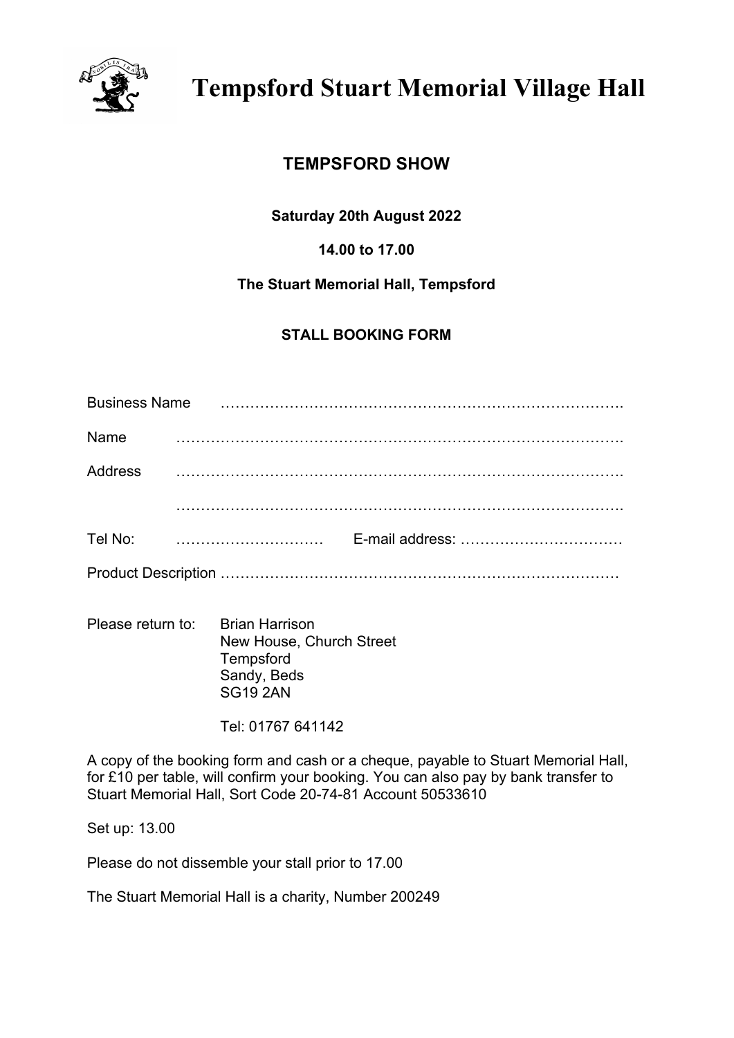# Tempsford Stuart Memorial Village Hall

## TEMPSFORD SHOW

**Saturday 20th August 2022**

**14.00 to 17.00**

**The Stuart Memorial Hall, Tempsford**

**STALL BOOKING FORM**

Business Name ……………………………………………………………………….

Name ……………………………………………………………………………….

Address ……………………………………………………………………………….

……………………………………………………………………………….

Tel No: ………………………… E-mail address: ……………………………

Product Description ………………………………………………………………………

Please return to: Brian Harrison
New House, Church Street
Tempsford
Sandy, Beds
SG19 2AN

Tel: 01767 641142

A copy of the booking form and cash or a cheque, payable to Stuart Memorial Hall, for £10 per table, will confirm your booking. You can also pay by bank transfer to Stuart Memorial Hall, Sort Code 20-74-81 Account 50533610

Set up: 13.00

Please do not dissemble your stall prior to 17.00

The Stuart Memorial Hall is a charity, Number 200249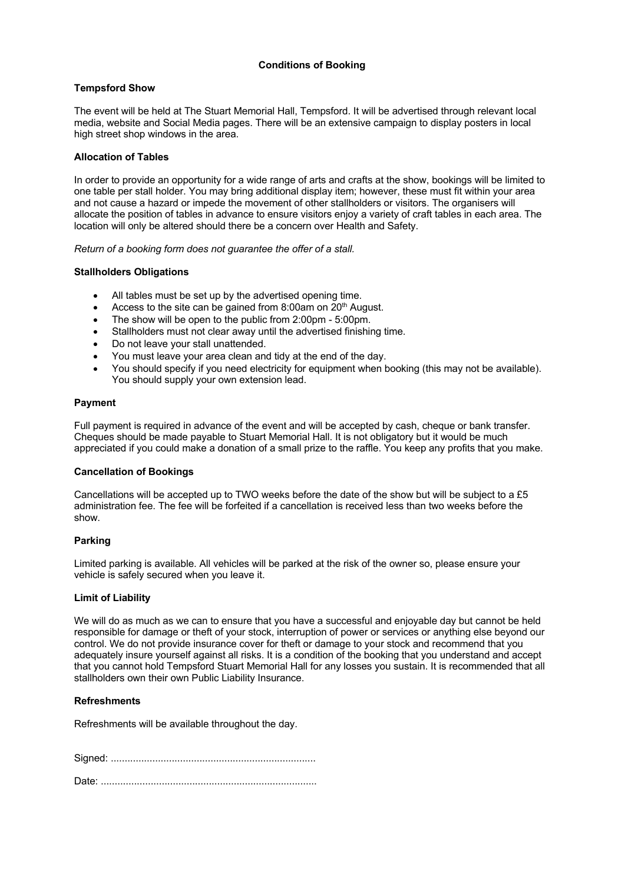# Conditions of Booking

## Tempsford Show

The event will be held at The Stuart Memorial Hall, Tempsford. It will be advertised through relevant local media, website and Social Media pages. There will be an extensive campaign to display posters in local high street shop windows in the area.

## Allocation of Tables

In order to provide an opportunity for a wide range of arts and crafts at the show, bookings will be limited to one table per stall holder. You may bring additional display item; however, these must fit within your area and not cause a hazard or impede the movement of other stallholders or visitors. The organisers will allocate the position of tables in advance to ensure visitors enjoy a variety of craft tables in each area. The location will only be altered should there be a concern over Health and Safety.

*Return of a booking form does not guarantee the offer of a stall.*

## Stallholders Obligations

- All tables must be set up by the advertised opening time.
- Access to the site can be gained from 8:00am on 20th August.
- The show will be open to the public from 2:00pm - 5:00pm.
- Stallholders must not clear away until the advertised finishing time.
- Do not leave your stall unattended.
- You must leave your area clean and tidy at the end of the day.
- You should specify if you need electricity for equipment when booking (this may not be available). You should supply your own extension lead.

## Payment

Full payment is required in advance of the event and will be accepted by cash, cheque or bank transfer. Cheques should be made payable to Stuart Memorial Hall. It is not obligatory but it would be much appreciated if you could make a donation of a small prize to the raffle. You keep any profits that you make.

## Cancellation of Bookings

Cancellations will be accepted up to TWO weeks before the date of the show but will be subject to a £5 administration fee. The fee will be forfeited if a cancellation is received less than two weeks before the show.

## Parking

Limited parking is available. All vehicles will be parked at the risk of the owner so, please ensure your vehicle is safely secured when you leave it.

## Limit of Liability

We will do as much as we can to ensure that you have a successful and enjoyable day but cannot be held responsible for damage or theft of your stock, interruption of power or services or anything else beyond our control. We do not provide insurance cover for theft or damage to your stock and recommend that you adequately insure yourself against all risks. It is a condition of the booking that you understand and accept that you cannot hold Tempsford Stuart Memorial Hall for any losses you sustain. It is recommended that all stallholders own their own Public Liability Insurance.

## Refreshments

Refreshments will be available throughout the day.

Signed: ..........................................................................

Date: ..............................................................................